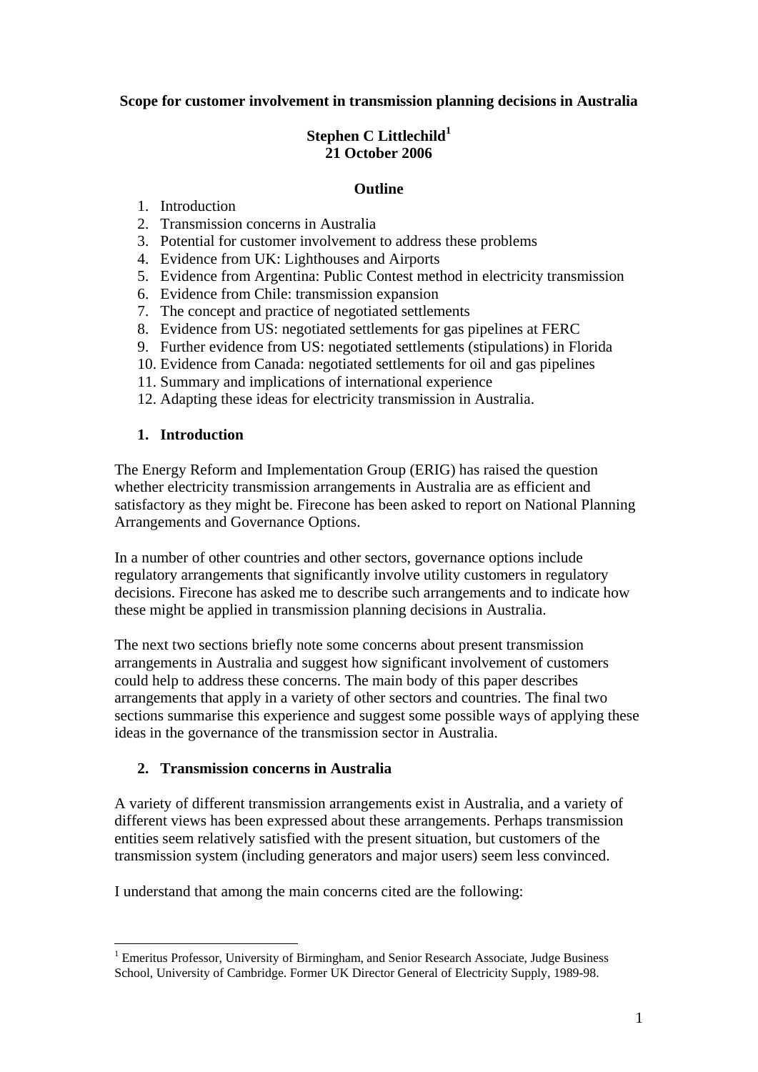# Scope for customer involvement in transmission planning decisions in Australia

**Stephen C Littlechild[1]**
**21 October 2006**

**Outline**

1. Introduction
2. Transmission concerns in Australia
3. Potential for customer involvement to address these problems
4. Evidence from UK: Lighthouses and Airports
5. Evidence from Argentina: Public Contest method in electricity transmission
6. Evidence from Chile: transmission expansion
7. The concept and practice of negotiated settlements
8. Evidence from US: negotiated settlements for gas pipelines at FERC
9. Further evidence from US: negotiated settlements (stipulations) in Florida
10. Evidence from Canada: negotiated settlements for oil and gas pipelines
11. Summary and implications of international experience
12. Adapting these ideas for electricity transmission in Australia.

## 1. Introduction

The Energy Reform and Implementation Group (ERIG) has raised the question whether electricity transmission arrangements in Australia are as efficient and satisfactory as they might be. Firecone has been asked to report on National Planning Arrangements and Governance Options.

In a number of other countries and other sectors, governance options include regulatory arrangements that significantly involve utility customers in regulatory decisions. Firecone has asked me to describe such arrangements and to indicate how these might be applied in transmission planning decisions in Australia.

The next two sections briefly note some concerns about present transmission arrangements in Australia and suggest how significant involvement of customers could help to address these concerns. The main body of this paper describes arrangements that apply in a variety of other sectors and countries. The final two sections summarise this experience and suggest some possible ways of applying these ideas in the governance of the transmission sector in Australia.

## 2. Transmission concerns in Australia

A variety of different transmission arrangements exist in Australia, and a variety of different views has been expressed about these arrangements. Perhaps transmission entities seem relatively satisfied with the present situation, but customers of the transmission system (including generators and major users) seem less convinced.

I understand that among the main concerns cited are the following:

[1] Emeritus Professor, University of Birmingham, and Senior Research Associate, Judge Business School, University of Cambridge. Former UK Director General of Electricity Supply, 1989-98.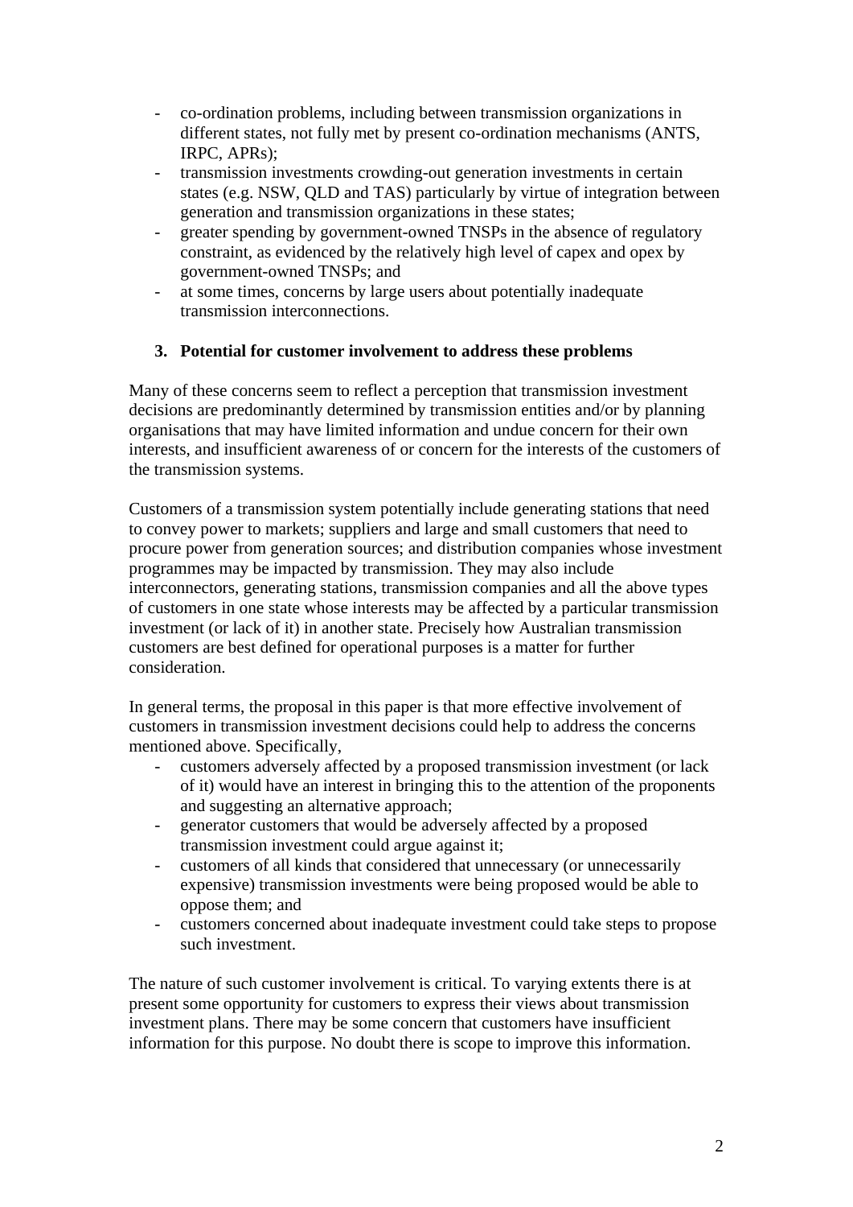- co-ordination problems, including between transmission organizations in different states, not fully met by present co-ordination mechanisms (ANTS, IRPC, APRs);
- transmission investments crowding-out generation investments in certain states (e.g. NSW, QLD and TAS) particularly by virtue of integration between generation and transmission organizations in these states;
- greater spending by government-owned TNSPs in the absence of regulatory constraint, as evidenced by the relatively high level of capex and opex by government-owned TNSPs; and
- at some times, concerns by large users about potentially inadequate transmission interconnections.

## 3. Potential for customer involvement to address these problems

Many of these concerns seem to reflect a perception that transmission investment decisions are predominantly determined by transmission entities and/or by planning organisations that may have limited information and undue concern for their own interests, and insufficient awareness of or concern for the interests of the customers of the transmission systems.

Customers of a transmission system potentially include generating stations that need to convey power to markets; suppliers and large and small customers that need to procure power from generation sources; and distribution companies whose investment programmes may be impacted by transmission. They may also include interconnectors, generating stations, transmission companies and all the above types of customers in one state whose interests may be affected by a particular transmission investment (or lack of it) in another state. Precisely how Australian transmission customers are best defined for operational purposes is a matter for further consideration.

In general terms, the proposal in this paper is that more effective involvement of customers in transmission investment decisions could help to address the concerns mentioned above. Specifically,

- customers adversely affected by a proposed transmission investment (or lack of it) would have an interest in bringing this to the attention of the proponents and suggesting an alternative approach;
- generator customers that would be adversely affected by a proposed transmission investment could argue against it;
- customers of all kinds that considered that unnecessary (or unnecessarily expensive) transmission investments were being proposed would be able to oppose them; and
- customers concerned about inadequate investment could take steps to propose such investment.

The nature of such customer involvement is critical. To varying extents there is at present some opportunity for customers to express their views about transmission investment plans. There may be some concern that customers have insufficient information for this purpose. No doubt there is scope to improve this information.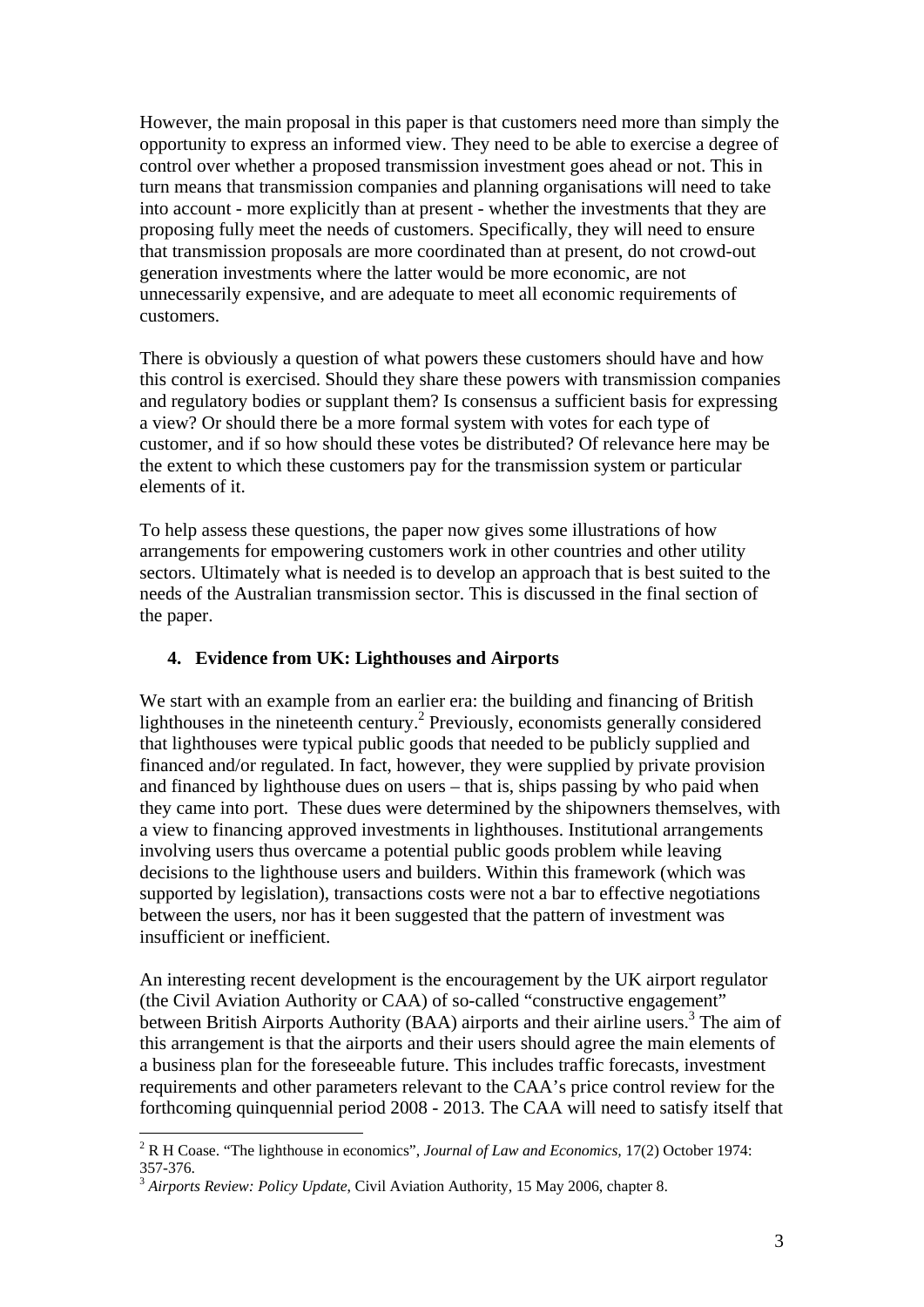However, the main proposal in this paper is that customers need more than simply the opportunity to express an informed view. They need to be able to exercise a degree of control over whether a proposed transmission investment goes ahead or not. This in turn means that transmission companies and planning organisations will need to take into account - more explicitly than at present - whether the investments that they are proposing fully meet the needs of customers. Specifically, they will need to ensure that transmission proposals are more coordinated than at present, do not crowd-out generation investments where the latter would be more economic, are not unnecessarily expensive, and are adequate to meet all economic requirements of customers.

There is obviously a question of what powers these customers should have and how this control is exercised. Should they share these powers with transmission companies and regulatory bodies or supplant them? Is consensus a sufficient basis for expressing a view? Or should there be a more formal system with votes for each type of customer, and if so how should these votes be distributed? Of relevance here may be the extent to which these customers pay for the transmission system or particular elements of it.

To help assess these questions, the paper now gives some illustrations of how arrangements for empowering customers work in other countries and other utility sectors. Ultimately what is needed is to develop an approach that is best suited to the needs of the Australian transmission sector. This is discussed in the final section of the paper.

## 4. Evidence from UK: Lighthouses and Airports

We start with an example from an earlier era: the building and financing of British lighthouses in the nineteenth century.[2] Previously, economists generally considered that lighthouses were typical public goods that needed to be publicly supplied and financed and/or regulated. In fact, however, they were supplied by private provision and financed by lighthouse dues on users – that is, ships passing by who paid when they came into port. These dues were determined by the shipowners themselves, with a view to financing approved investments in lighthouses. Institutional arrangements involving users thus overcame a potential public goods problem while leaving decisions to the lighthouse users and builders. Within this framework (which was supported by legislation), transactions costs were not a bar to effective negotiations between the users, nor has it been suggested that the pattern of investment was insufficient or inefficient.

An interesting recent development is the encouragement by the UK airport regulator (the Civil Aviation Authority or CAA) of so-called "constructive engagement" between British Airports Authority (BAA) airports and their airline users.[3] The aim of this arrangement is that the airports and their users should agree the main elements of a business plan for the foreseeable future. This includes traffic forecasts, investment requirements and other parameters relevant to the CAA's price control review for the forthcoming quinquennial period 2008 - 2013. The CAA will need to satisfy itself that

---

[2] R H Coase. "The lighthouse in economics", *Journal of Law and Economics,* 17(2) October 1974: 357-376.

[3] *Airports Review: Policy Update*, Civil Aviation Authority, 15 May 2006, chapter 8.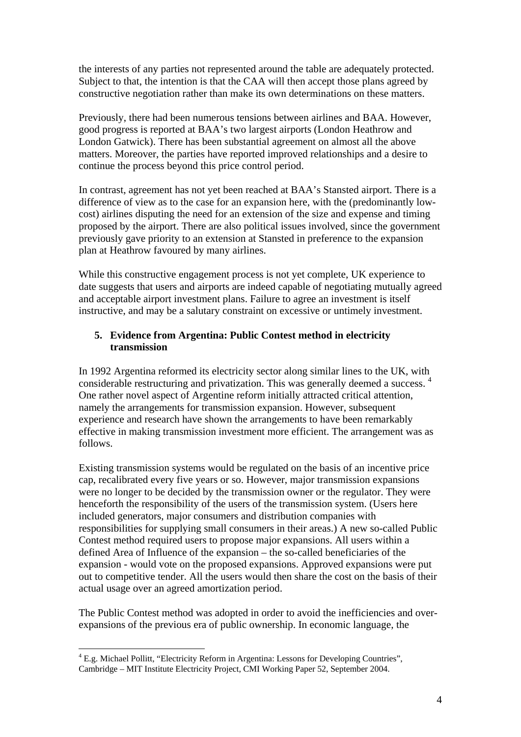the interests of any parties not represented around the table are adequately protected. Subject to that, the intention is that the CAA will then accept those plans agreed by constructive negotiation rather than make its own determinations on these matters.

Previously, there had been numerous tensions between airlines and BAA. However, good progress is reported at BAA's two largest airports (London Heathrow and London Gatwick). There has been substantial agreement on almost all the above matters. Moreover, the parties have reported improved relationships and a desire to continue the process beyond this price control period.

In contrast, agreement has not yet been reached at BAA's Stansted airport. There is a difference of view as to the case for an expansion here, with the (predominantly low-cost) airlines disputing the need for an extension of the size and expense and timing proposed by the airport. There are also political issues involved, since the government previously gave priority to an extension at Stansted in preference to the expansion plan at Heathrow favoured by many airlines.

While this constructive engagement process is not yet complete, UK experience to date suggests that users and airports are indeed capable of negotiating mutually agreed and acceptable airport investment plans. Failure to agree an investment is itself instructive, and may be a salutary constraint on excessive or untimely investment.

## 5. Evidence from Argentina: Public Contest method in electricity transmission

In 1992 Argentina reformed its electricity sector along similar lines to the UK, with considerable restructuring and privatization. This was generally deemed a success. [4] One rather novel aspect of Argentine reform initially attracted critical attention, namely the arrangements for transmission expansion. However, subsequent experience and research have shown the arrangements to have been remarkably effective in making transmission investment more efficient. The arrangement was as follows.

Existing transmission systems would be regulated on the basis of an incentive price cap, recalibrated every five years or so. However, major transmission expansions were no longer to be decided by the transmission owner or the regulator. They were henceforth the responsibility of the users of the transmission system. (Users here included generators, major consumers and distribution companies with responsibilities for supplying small consumers in their areas.) A new so-called Public Contest method required users to propose major expansions. All users within a defined Area of Influence of the expansion – the so-called beneficiaries of the expansion - would vote on the proposed expansions. Approved expansions were put out to competitive tender. All the users would then share the cost on the basis of their actual usage over an agreed amortization period.

The Public Contest method was adopted in order to avoid the inefficiencies and over-expansions of the previous era of public ownership. In economic language, the

[4] E.g. Michael Pollitt, "Electricity Reform in Argentina: Lessons for Developing Countries", Cambridge – MIT Institute Electricity Project, CMI Working Paper 52, September 2004.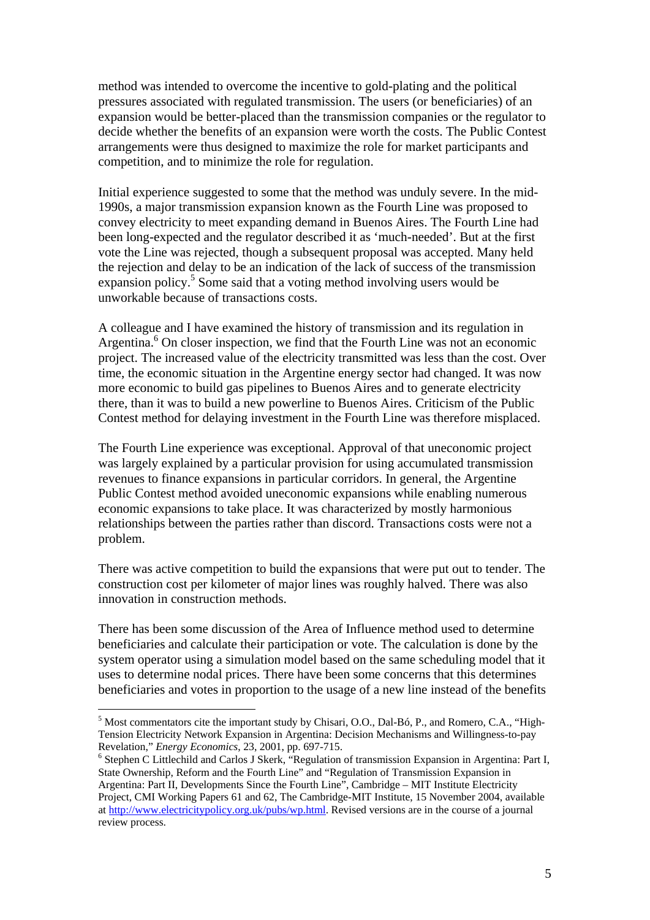method was intended to overcome the incentive to gold-plating and the political pressures associated with regulated transmission. The users (or beneficiaries) of an expansion would be better-placed than the transmission companies or the regulator to decide whether the benefits of an expansion were worth the costs. The Public Contest arrangements were thus designed to maximize the role for market participants and competition, and to minimize the role for regulation.

Initial experience suggested to some that the method was unduly severe. In the mid-1990s, a major transmission expansion known as the Fourth Line was proposed to convey electricity to meet expanding demand in Buenos Aires. The Fourth Line had been long-expected and the regulator described it as 'much-needed'. But at the first vote the Line was rejected, though a subsequent proposal was accepted. Many held the rejection and delay to be an indication of the lack of success of the transmission expansion policy.[5] Some said that a voting method involving users would be unworkable because of transactions costs.

A colleague and I have examined the history of transmission and its regulation in Argentina.[6] On closer inspection, we find that the Fourth Line was not an economic project. The increased value of the electricity transmitted was less than the cost. Over time, the economic situation in the Argentine energy sector had changed. It was now more economic to build gas pipelines to Buenos Aires and to generate electricity there, than it was to build a new powerline to Buenos Aires. Criticism of the Public Contest method for delaying investment in the Fourth Line was therefore misplaced.

The Fourth Line experience was exceptional. Approval of that uneconomic project was largely explained by a particular provision for using accumulated transmission revenues to finance expansions in particular corridors. In general, the Argentine Public Contest method avoided uneconomic expansions while enabling numerous economic expansions to take place. It was characterized by mostly harmonious relationships between the parties rather than discord. Transactions costs were not a problem.

There was active competition to build the expansions that were put out to tender. The construction cost per kilometer of major lines was roughly halved. There was also innovation in construction methods.

There has been some discussion of the Area of Influence method used to determine beneficiaries and calculate their participation or vote. The calculation is done by the system operator using a simulation model based on the same scheduling model that it uses to determine nodal prices. There have been some concerns that this determines beneficiaries and votes in proportion to the usage of a new line instead of the benefits

---

[5] Most commentators cite the important study by Chisari, O.O., Dal-Bó, P., and Romero, C.A., "High-Tension Electricity Network Expansion in Argentina: Decision Mechanisms and Willingness-to-pay Revelation," *Energy Economics*, 23, 2001, pp. 697-715.

[6] Stephen C Littlechild and Carlos J Skerk, "Regulation of transmission Expansion in Argentina: Part I, State Ownership, Reform and the Fourth Line" and "Regulation of Transmission Expansion in Argentina: Part II, Developments Since the Fourth Line", Cambridge – MIT Institute Electricity Project, CMI Working Papers 61 and 62, The Cambridge-MIT Institute, 15 November 2004, available at http://www.electricitypolicy.org.uk/pubs/wp.html. Revised versions are in the course of a journal review process.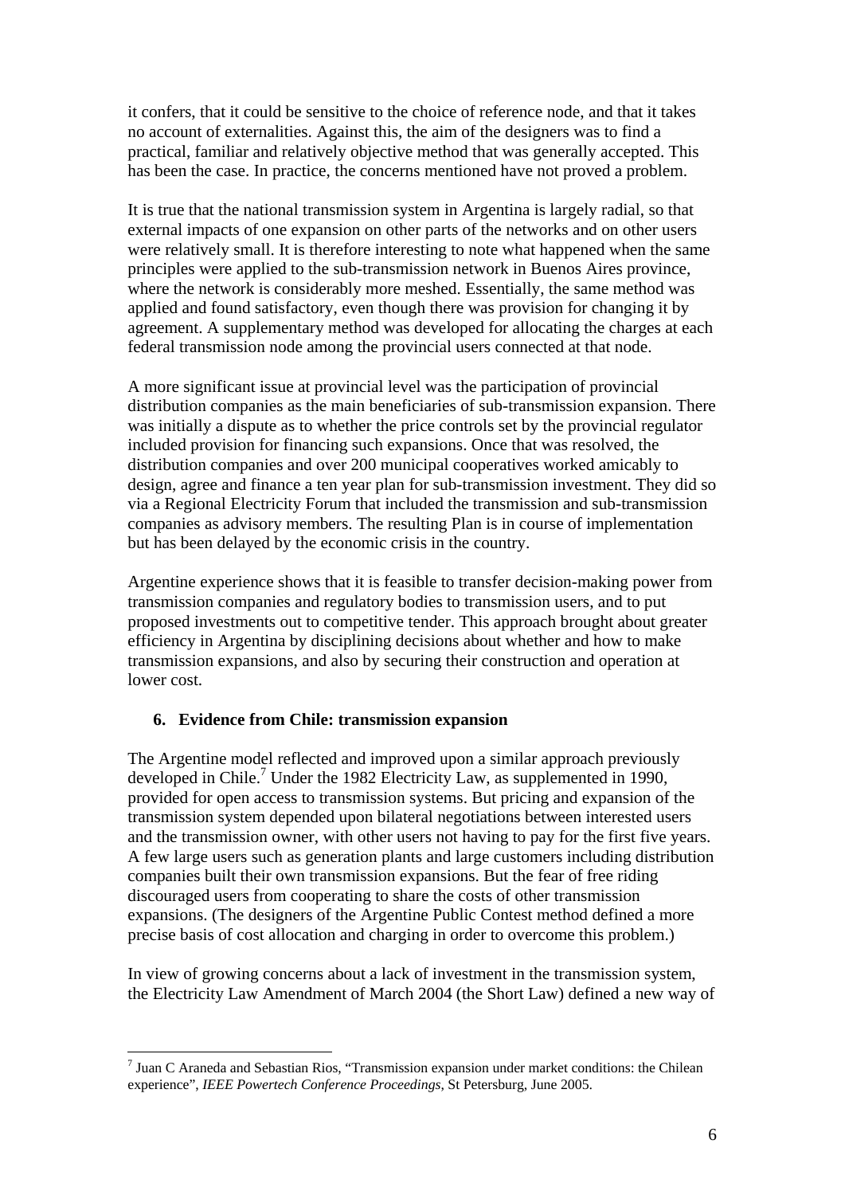it confers, that it could be sensitive to the choice of reference node, and that it takes no account of externalities. Against this, the aim of the designers was to find a practical, familiar and relatively objective method that was generally accepted. This has been the case. In practice, the concerns mentioned have not proved a problem.

It is true that the national transmission system in Argentina is largely radial, so that external impacts of one expansion on other parts of the networks and on other users were relatively small. It is therefore interesting to note what happened when the same principles were applied to the sub-transmission network in Buenos Aires province, where the network is considerably more meshed. Essentially, the same method was applied and found satisfactory, even though there was provision for changing it by agreement. A supplementary method was developed for allocating the charges at each federal transmission node among the provincial users connected at that node.

A more significant issue at provincial level was the participation of provincial distribution companies as the main beneficiaries of sub-transmission expansion. There was initially a dispute as to whether the price controls set by the provincial regulator included provision for financing such expansions. Once that was resolved, the distribution companies and over 200 municipal cooperatives worked amicably to design, agree and finance a ten year plan for sub-transmission investment. They did so via a Regional Electricity Forum that included the transmission and sub-transmission companies as advisory members. The resulting Plan is in course of implementation but has been delayed by the economic crisis in the country.

Argentine experience shows that it is feasible to transfer decision-making power from transmission companies and regulatory bodies to transmission users, and to put proposed investments out to competitive tender. This approach brought about greater efficiency in Argentina by disciplining decisions about whether and how to make transmission expansions, and also by securing their construction and operation at lower cost.

## 6. Evidence from Chile: transmission expansion

The Argentine model reflected and improved upon a similar approach previously developed in Chile.[7] Under the 1982 Electricity Law, as supplemented in 1990, provided for open access to transmission systems. But pricing and expansion of the transmission system depended upon bilateral negotiations between interested users and the transmission owner, with other users not having to pay for the first five years. A few large users such as generation plants and large customers including distribution companies built their own transmission expansions. But the fear of free riding discouraged users from cooperating to share the costs of other transmission expansions. (The designers of the Argentine Public Contest method defined a more precise basis of cost allocation and charging in order to overcome this problem.)

In view of growing concerns about a lack of investment in the transmission system, the Electricity Law Amendment of March 2004 (the Short Law) defined a new way of

---

[7] Juan C Araneda and Sebastian Rios, "Transmission expansion under market conditions: the Chilean experience", *IEEE Powertech Conference Proceedings*, St Petersburg, June 2005.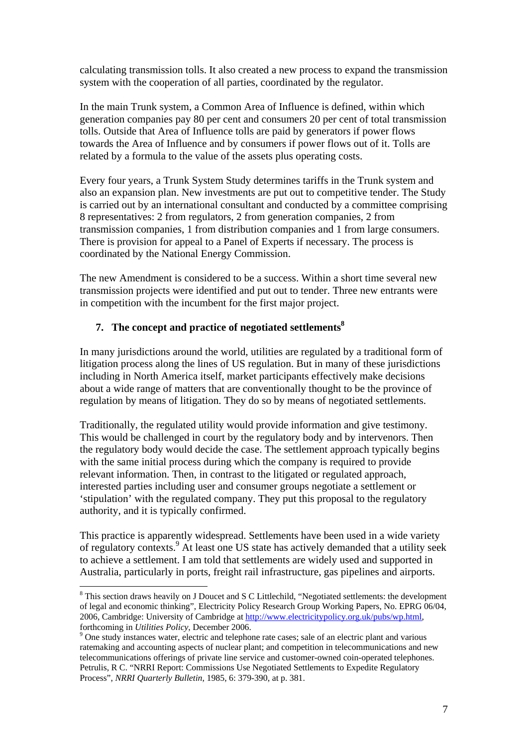calculating transmission tolls. It also created a new process to expand the transmission system with the cooperation of all parties, coordinated by the regulator.

In the main Trunk system, a Common Area of Influence is defined, within which generation companies pay 80 per cent and consumers 20 per cent of total transmission tolls. Outside that Area of Influence tolls are paid by generators if power flows towards the Area of Influence and by consumers if power flows out of it. Tolls are related by a formula to the value of the assets plus operating costs.

Every four years, a Trunk System Study determines tariffs in the Trunk system and also an expansion plan. New investments are put out to competitive tender. The Study is carried out by an international consultant and conducted by a committee comprising 8 representatives: 2 from regulators, 2 from generation companies, 2 from transmission companies, 1 from distribution companies and 1 from large consumers. There is provision for appeal to a Panel of Experts if necessary. The process is coordinated by the National Energy Commission.

The new Amendment is considered to be a success. Within a short time several new transmission projects were identified and put out to tender. Three new entrants were in competition with the incumbent for the first major project.

## 7. The concept and practice of negotiated settlements[8]

In many jurisdictions around the world, utilities are regulated by a traditional form of litigation process along the lines of US regulation. But in many of these jurisdictions including in North America itself, market participants effectively make decisions about a wide range of matters that are conventionally thought to be the province of regulation by means of litigation. They do so by means of negotiated settlements.

Traditionally, the regulated utility would provide information and give testimony. This would be challenged in court by the regulatory body and by intervenors. Then the regulatory body would decide the case. The settlement approach typically begins with the same initial process during which the company is required to provide relevant information. Then, in contrast to the litigated or regulated approach, interested parties including user and consumer groups negotiate a settlement or 'stipulation' with the regulated company. They put this proposal to the regulatory authority, and it is typically confirmed.

This practice is apparently widespread. Settlements have been used in a wide variety of regulatory contexts.[9] At least one US state has actively demanded that a utility seek to achieve a settlement. I am told that settlements are widely used and supported in Australia, particularly in ports, freight rail infrastructure, gas pipelines and airports.

---

[8] This section draws heavily on J Doucet and S C Littlechild, "Negotiated settlements: the development of legal and economic thinking", Electricity Policy Research Group Working Papers, No. EPRG 06/04, 2006, Cambridge: University of Cambridge at http://www.electricitypolicy.org.uk/pubs/wp.html, forthcoming in *Utilities Policy*, December 2006.

[9] One study instances water, electric and telephone rate cases; sale of an electric plant and various ratemaking and accounting aspects of nuclear plant; and competition in telecommunications and new telecommunications offerings of private line service and customer-owned coin-operated telephones. Petrulis, R C. "NRRI Report: Commissions Use Negotiated Settlements to Expedite Regulatory Process", *NRRI Quarterly Bulletin*, 1985, 6: 379-390, at p. 381.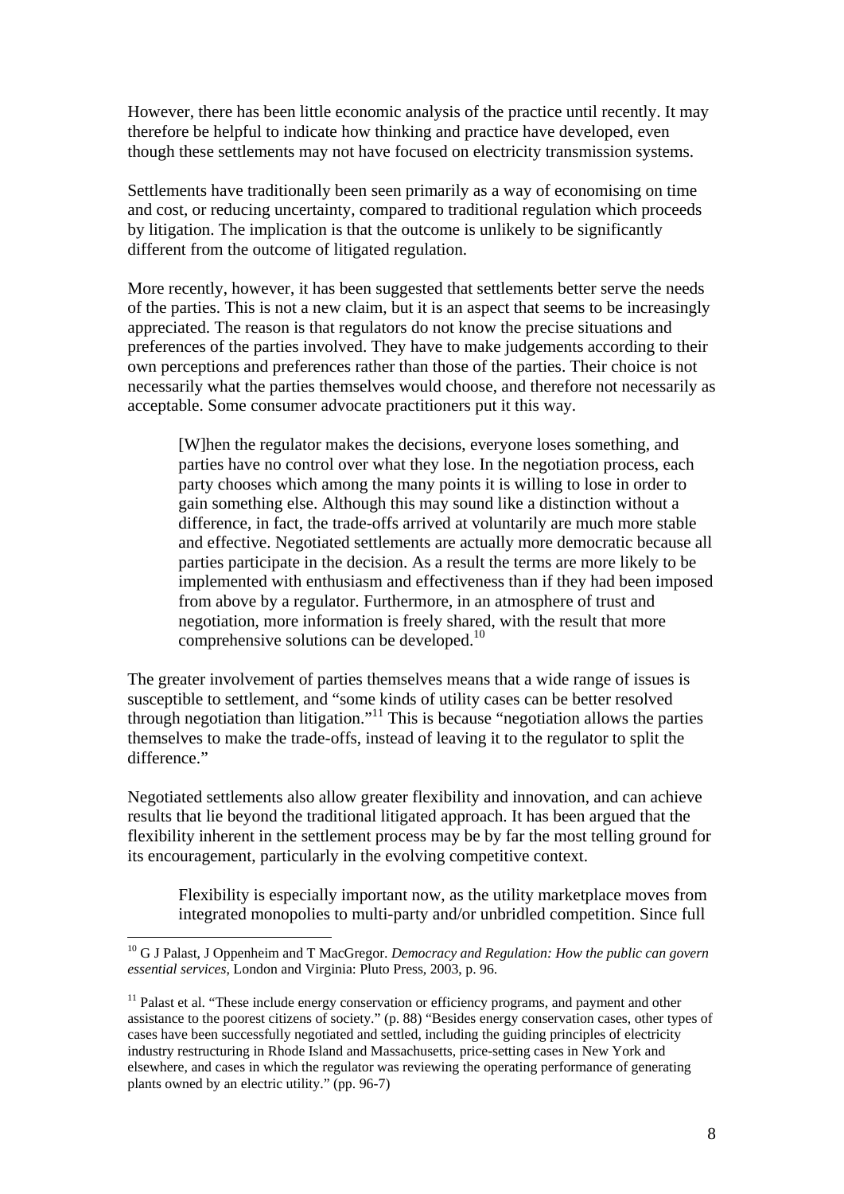However, there has been little economic analysis of the practice until recently. It may therefore be helpful to indicate how thinking and practice have developed, even though these settlements may not have focused on electricity transmission systems.

Settlements have traditionally been seen primarily as a way of economising on time and cost, or reducing uncertainty, compared to traditional regulation which proceeds by litigation. The implication is that the outcome is unlikely to be significantly different from the outcome of litigated regulation.

More recently, however, it has been suggested that settlements better serve the needs of the parties. This is not a new claim, but it is an aspect that seems to be increasingly appreciated. The reason is that regulators do not know the precise situations and preferences of the parties involved. They have to make judgements according to their own perceptions and preferences rather than those of the parties. Their choice is not necessarily what the parties themselves would choose, and therefore not necessarily as acceptable. Some consumer advocate practitioners put it this way.

> [W]hen the regulator makes the decisions, everyone loses something, and parties have no control over what they lose. In the negotiation process, each party chooses which among the many points it is willing to lose in order to gain something else. Although this may sound like a distinction without a difference, in fact, the trade-offs arrived at voluntarily are much more stable and effective. Negotiated settlements are actually more democratic because all parties participate in the decision. As a result the terms are more likely to be implemented with enthusiasm and effectiveness than if they had been imposed from above by a regulator. Furthermore, in an atmosphere of trust and negotiation, more information is freely shared, with the result that more comprehensive solutions can be developed.[10]

The greater involvement of parties themselves means that a wide range of issues is susceptible to settlement, and "some kinds of utility cases can be better resolved through negotiation than litigation."[11] This is because "negotiation allows the parties themselves to make the trade-offs, instead of leaving it to the regulator to split the difference."

Negotiated settlements also allow greater flexibility and innovation, and can achieve results that lie beyond the traditional litigated approach. It has been argued that the flexibility inherent in the settlement process may be by far the most telling ground for its encouragement, particularly in the evolving competitive context.

> Flexibility is especially important now, as the utility marketplace moves from integrated monopolies to multi-party and/or unbridled competition. Since full

---

[10] G J Palast, J Oppenheim and T MacGregor. *Democracy and Regulation: How the public can govern essential services*, London and Virginia: Pluto Press, 2003, p. 96.

[11] Palast et al. "These include energy conservation or efficiency programs, and payment and other assistance to the poorest citizens of society." (p. 88) "Besides energy conservation cases, other types of cases have been successfully negotiated and settled, including the guiding principles of electricity industry restructuring in Rhode Island and Massachusetts, price-setting cases in New York and elsewhere, and cases in which the regulator was reviewing the operating performance of generating plants owned by an electric utility." (pp. 96-7)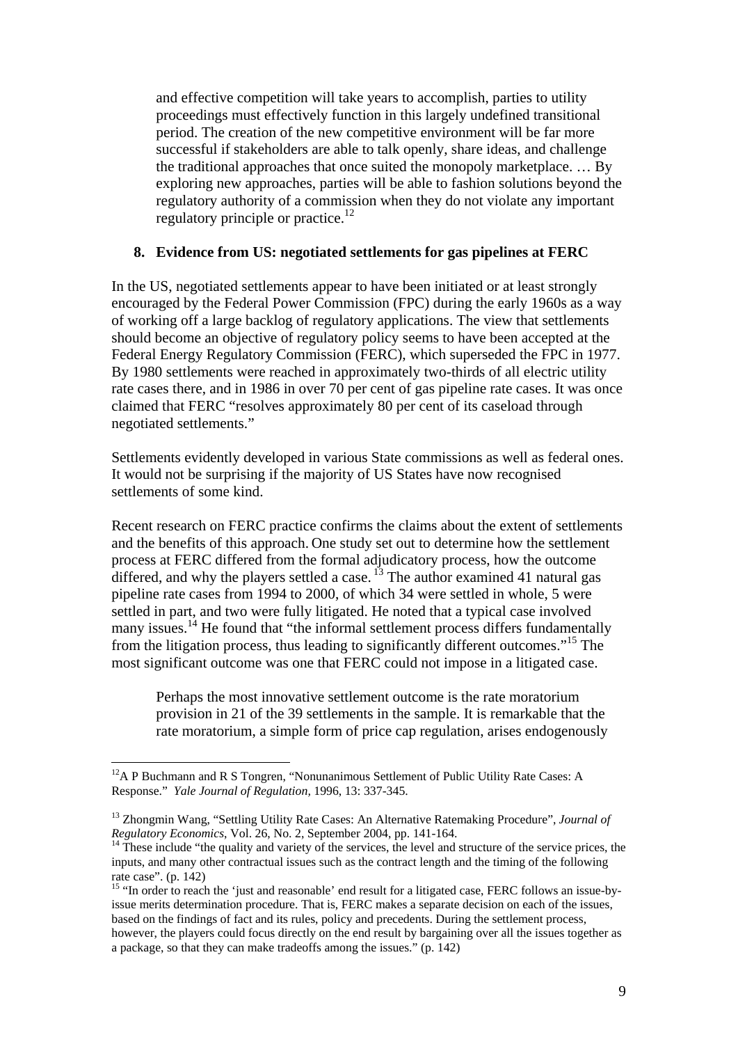> and effective competition will take years to accomplish, parties to utility proceedings must effectively function in this largely undefined transitional period. The creation of the new competitive environment will be far more successful if stakeholders are able to talk openly, share ideas, and challenge the traditional approaches that once suited the monopoly marketplace. … By exploring new approaches, parties will be able to fashion solutions beyond the regulatory authority of a commission when they do not violate any important regulatory principle or practice.[12]

## 8. Evidence from US: negotiated settlements for gas pipelines at FERC

In the US, negotiated settlements appear to have been initiated or at least strongly encouraged by the Federal Power Commission (FPC) during the early 1960s as a way of working off a large backlog of regulatory applications. The view that settlements should become an objective of regulatory policy seems to have been accepted at the Federal Energy Regulatory Commission (FERC), which superseded the FPC in 1977. By 1980 settlements were reached in approximately two-thirds of all electric utility rate cases there, and in 1986 in over 70 per cent of gas pipeline rate cases. It was once claimed that FERC "resolves approximately 80 per cent of its caseload through negotiated settlements."

Settlements evidently developed in various State commissions as well as federal ones. It would not be surprising if the majority of US States have now recognised settlements of some kind.

Recent research on FERC practice confirms the claims about the extent of settlements and the benefits of this approach. One study set out to determine how the settlement process at FERC differed from the formal adjudicatory process, how the outcome differed, and why the players settled a case.[13] The author examined 41 natural gas pipeline rate cases from 1994 to 2000, of which 34 were settled in whole, 5 were settled in part, and two were fully litigated. He noted that a typical case involved many issues.[14] He found that "the informal settlement process differs fundamentally from the litigation process, thus leading to significantly different outcomes."[15] The most significant outcome was one that FERC could not impose in a litigated case.

> Perhaps the most innovative settlement outcome is the rate moratorium provision in 21 of the 39 settlements in the sample. It is remarkable that the rate moratorium, a simple form of price cap regulation, arises endogenously

---

[12] A P Buchmann and R S Tongren, "Nonunanimous Settlement of Public Utility Rate Cases: A Response." *Yale Journal of Regulation,* 1996, 13: 337-345.

[13] Zhongmin Wang, "Settling Utility Rate Cases: An Alternative Ratemaking Procedure", *Journal of Regulatory Economics*, Vol. 26, No. 2, September 2004, pp. 141-164.

[14] These include "the quality and variety of the services, the level and structure of the service prices, the inputs, and many other contractual issues such as the contract length and the timing of the following rate case". (p. 142)

[15] "In order to reach the 'just and reasonable' end result for a litigated case, FERC follows an issue-by-issue merits determination procedure. That is, FERC makes a separate decision on each of the issues, based on the findings of fact and its rules, policy and precedents. During the settlement process, however, the players could focus directly on the end result by bargaining over all the issues together as a package, so that they can make tradeoffs among the issues." (p. 142)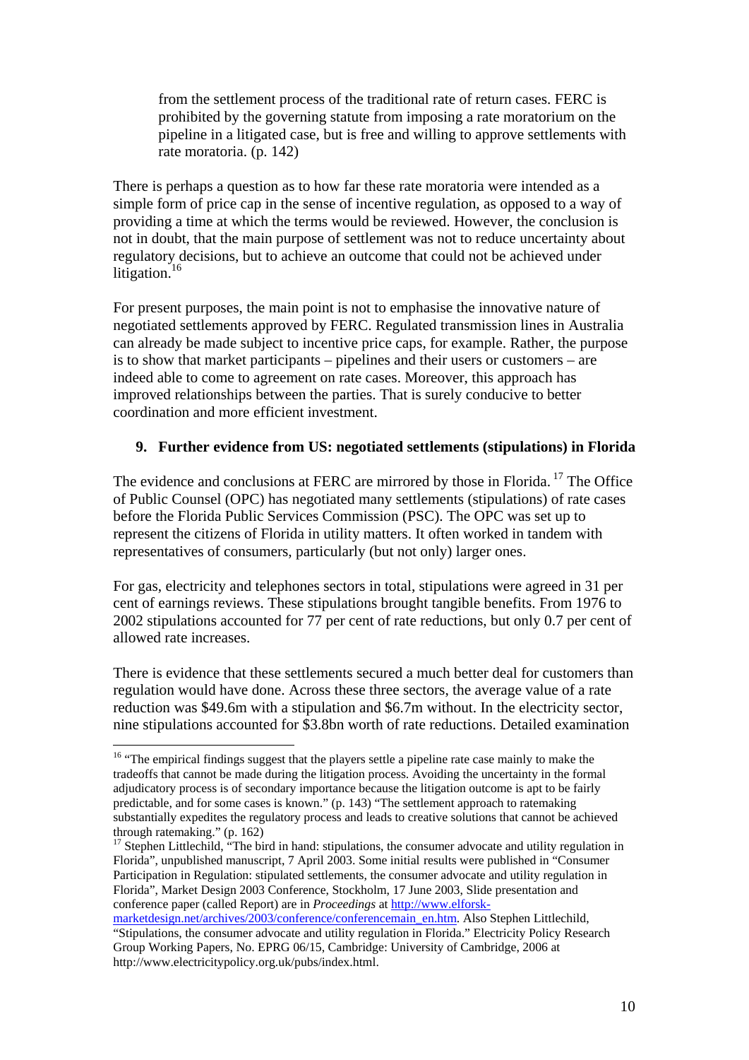> from the settlement process of the traditional rate of return cases. FERC is prohibited by the governing statute from imposing a rate moratorium on the pipeline in a litigated case, but is free and willing to approve settlements with rate moratoria. (p. 142)

There is perhaps a question as to how far these rate moratoria were intended as a simple form of price cap in the sense of incentive regulation, as opposed to a way of providing a time at which the terms would be reviewed. However, the conclusion is not in doubt, that the main purpose of settlement was not to reduce uncertainty about regulatory decisions, but to achieve an outcome that could not be achieved under litigation.[16]

For present purposes, the main point is not to emphasise the innovative nature of negotiated settlements approved by FERC. Regulated transmission lines in Australia can already be made subject to incentive price caps, for example. Rather, the purpose is to show that market participants – pipelines and their users or customers – are indeed able to come to agreement on rate cases. Moreover, this approach has improved relationships between the parties. That is surely conducive to better coordination and more efficient investment.

### 9. Further evidence from US: negotiated settlements (stipulations) in Florida

The evidence and conclusions at FERC are mirrored by those in Florida.[17] The Office of Public Counsel (OPC) has negotiated many settlements (stipulations) of rate cases before the Florida Public Services Commission (PSC). The OPC was set up to represent the citizens of Florida in utility matters. It often worked in tandem with representatives of consumers, particularly (but not only) larger ones.

For gas, electricity and telephones sectors in total, stipulations were agreed in 31 per cent of earnings reviews. These stipulations brought tangible benefits. From 1976 to 2002 stipulations accounted for 77 per cent of rate reductions, but only 0.7 per cent of allowed rate increases.

There is evidence that these settlements secured a much better deal for customers than regulation would have done. Across these three sectors, the average value of a rate reduction was \$49.6m with a stipulation and \$6.7m without. In the electricity sector, nine stipulations accounted for \$3.8bn worth of rate reductions. Detailed examination

---

[16] "The empirical findings suggest that the players settle a pipeline rate case mainly to make the tradeoffs that cannot be made during the litigation process. Avoiding the uncertainty in the formal adjudicatory process is of secondary importance because the litigation outcome is apt to be fairly predictable, and for some cases is known." (p. 143) "The settlement approach to ratemaking substantially expedites the regulatory process and leads to creative solutions that cannot be achieved through ratemaking." (p. 162)

[17] Stephen Littlechild, "The bird in hand: stipulations, the consumer advocate and utility regulation in Florida", unpublished manuscript, 7 April 2003. Some initial results were published in "Consumer Participation in Regulation: stipulated settlements, the consumer advocate and utility regulation in Florida", Market Design 2003 Conference, Stockholm, 17 June 2003, Slide presentation and conference paper (called Report) are in *Proceedings* at http://www.elforsk-marketdesign.net/archives/2003/conference/conferencemain_en.htm. Also Stephen Littlechild, "Stipulations, the consumer advocate and utility regulation in Florida." Electricity Policy Research Group Working Papers, No. EPRG 06/15, Cambridge: University of Cambridge, 2006 at http://www.electricitypolicy.org.uk/pubs/index.html.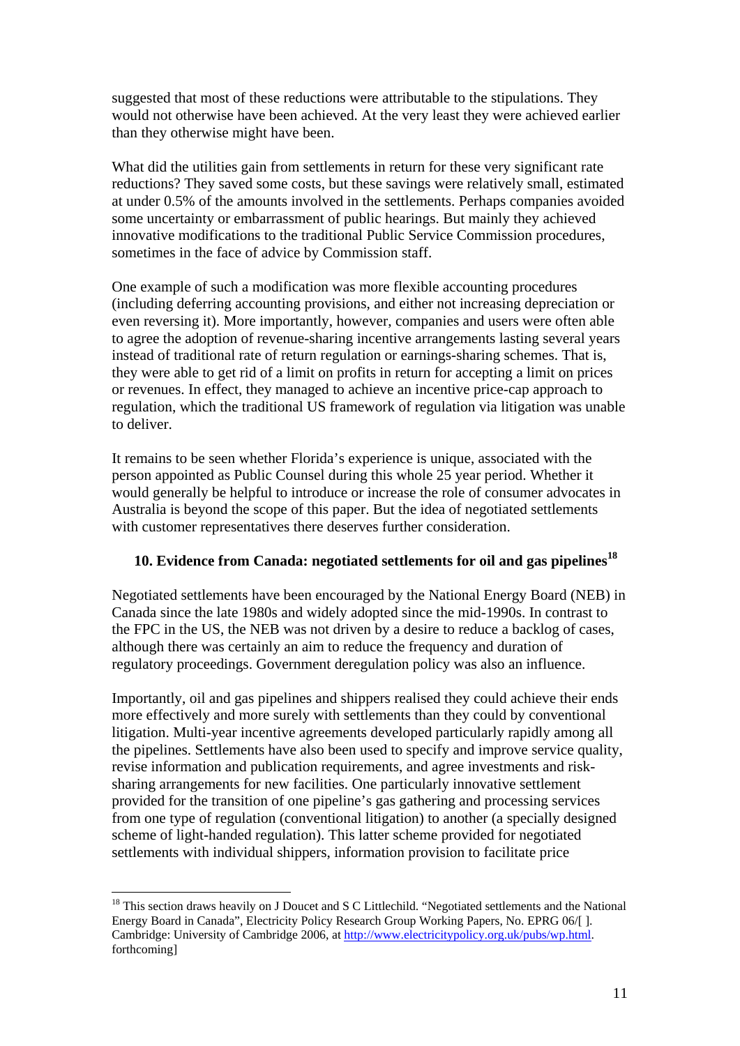suggested that most of these reductions were attributable to the stipulations. They would not otherwise have been achieved. At the very least they were achieved earlier than they otherwise might have been.

What did the utilities gain from settlements in return for these very significant rate reductions? They saved some costs, but these savings were relatively small, estimated at under 0.5% of the amounts involved in the settlements. Perhaps companies avoided some uncertainty or embarrassment of public hearings. But mainly they achieved innovative modifications to the traditional Public Service Commission procedures, sometimes in the face of advice by Commission staff.

One example of such a modification was more flexible accounting procedures (including deferring accounting provisions, and either not increasing depreciation or even reversing it). More importantly, however, companies and users were often able to agree the adoption of revenue-sharing incentive arrangements lasting several years instead of traditional rate of return regulation or earnings-sharing schemes. That is, they were able to get rid of a limit on profits in return for accepting a limit on prices or revenues. In effect, they managed to achieve an incentive price-cap approach to regulation, which the traditional US framework of regulation via litigation was unable to deliver.

It remains to be seen whether Florida's experience is unique, associated with the person appointed as Public Counsel during this whole 25 year period. Whether it would generally be helpful to introduce or increase the role of consumer advocates in Australia is beyond the scope of this paper. But the idea of negotiated settlements with customer representatives there deserves further consideration.

## 10. Evidence from Canada: negotiated settlements for oil and gas pipelines[18]

Negotiated settlements have been encouraged by the National Energy Board (NEB) in Canada since the late 1980s and widely adopted since the mid-1990s. In contrast to the FPC in the US, the NEB was not driven by a desire to reduce a backlog of cases, although there was certainly an aim to reduce the frequency and duration of regulatory proceedings. Government deregulation policy was also an influence.

Importantly, oil and gas pipelines and shippers realised they could achieve their ends more effectively and more surely with settlements than they could by conventional litigation. Multi-year incentive agreements developed particularly rapidly among all the pipelines. Settlements have also been used to specify and improve service quality, revise information and publication requirements, and agree investments and risk-sharing arrangements for new facilities. One particularly innovative settlement provided for the transition of one pipeline's gas gathering and processing services from one type of regulation (conventional litigation) to another (a specially designed scheme of light-handed regulation). This latter scheme provided for negotiated settlements with individual shippers, information provision to facilitate price

---

[18] This section draws heavily on J Doucet and S C Littlechild. "Negotiated settlements and the National Energy Board in Canada", Electricity Policy Research Group Working Papers, No. EPRG 06/[ ]. Cambridge: University of Cambridge 2006, at http://www.electricitypolicy.org.uk/pubs/wp.html. forthcoming]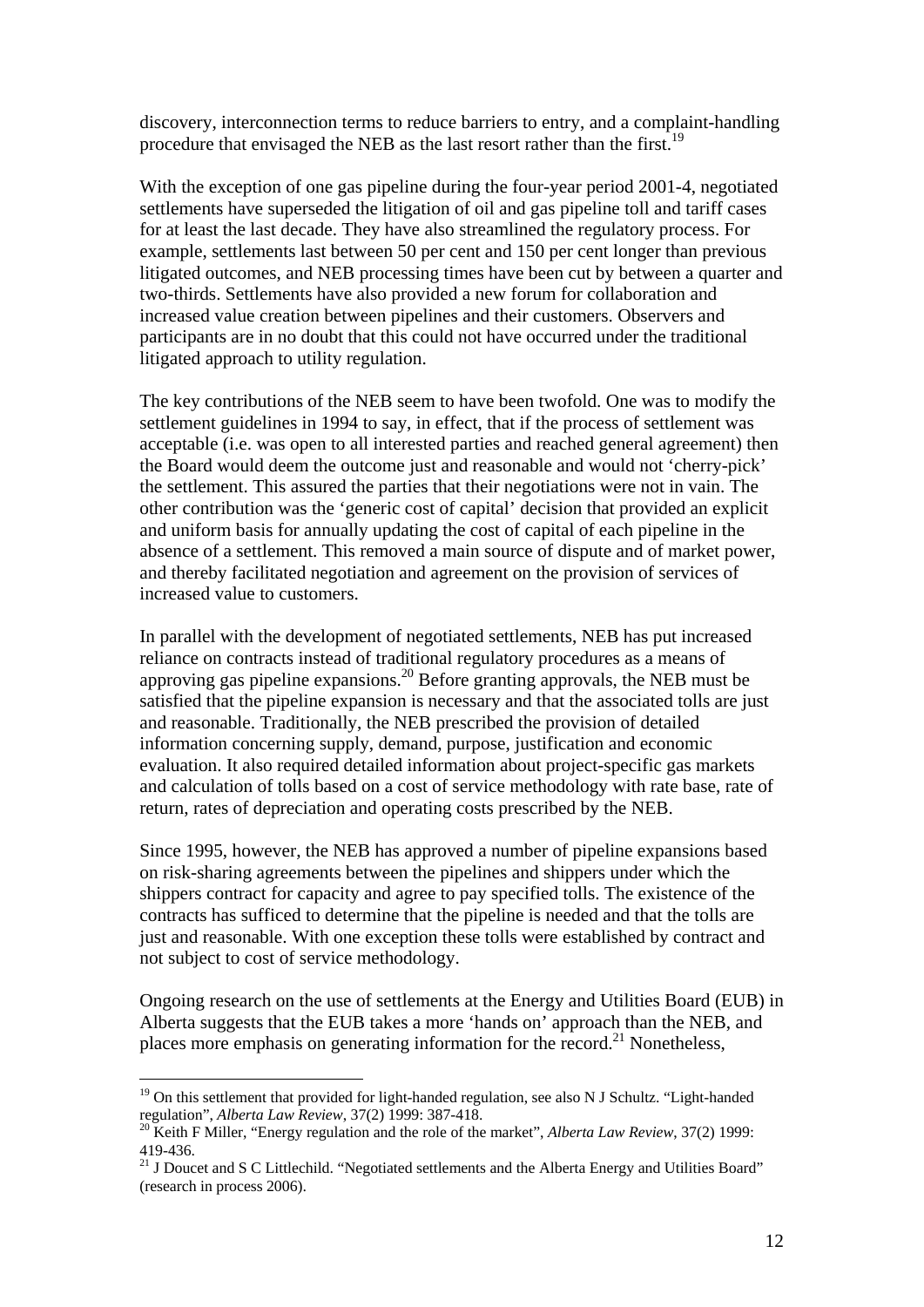discovery, interconnection terms to reduce barriers to entry, and a complaint-handling procedure that envisaged the NEB as the last resort rather than the first.[19]

With the exception of one gas pipeline during the four-year period 2001-4, negotiated settlements have superseded the litigation of oil and gas pipeline toll and tariff cases for at least the last decade. They have also streamlined the regulatory process. For example, settlements last between 50 per cent and 150 per cent longer than previous litigated outcomes, and NEB processing times have been cut by between a quarter and two-thirds. Settlements have also provided a new forum for collaboration and increased value creation between pipelines and their customers. Observers and participants are in no doubt that this could not have occurred under the traditional litigated approach to utility regulation.

The key contributions of the NEB seem to have been twofold. One was to modify the settlement guidelines in 1994 to say, in effect, that if the process of settlement was acceptable (i.e. was open to all interested parties and reached general agreement) then the Board would deem the outcome just and reasonable and would not 'cherry-pick' the settlement. This assured the parties that their negotiations were not in vain. The other contribution was the 'generic cost of capital' decision that provided an explicit and uniform basis for annually updating the cost of capital of each pipeline in the absence of a settlement. This removed a main source of dispute and of market power, and thereby facilitated negotiation and agreement on the provision of services of increased value to customers.

In parallel with the development of negotiated settlements, NEB has put increased reliance on contracts instead of traditional regulatory procedures as a means of approving gas pipeline expansions.[20] Before granting approvals, the NEB must be satisfied that the pipeline expansion is necessary and that the associated tolls are just and reasonable. Traditionally, the NEB prescribed the provision of detailed information concerning supply, demand, purpose, justification and economic evaluation. It also required detailed information about project-specific gas markets and calculation of tolls based on a cost of service methodology with rate base, rate of return, rates of depreciation and operating costs prescribed by the NEB.

Since 1995, however, the NEB has approved a number of pipeline expansions based on risk-sharing agreements between the pipelines and shippers under which the shippers contract for capacity and agree to pay specified tolls. The existence of the contracts has sufficed to determine that the pipeline is needed and that the tolls are just and reasonable. With one exception these tolls were established by contract and not subject to cost of service methodology.

Ongoing research on the use of settlements at the Energy and Utilities Board (EUB) in Alberta suggests that the EUB takes a more 'hands on' approach than the NEB, and places more emphasis on generating information for the record.[21] Nonetheless,

---

[19] On this settlement that provided for light-handed regulation, see also N J Schultz. "Light-handed regulation", *Alberta Law Review*, 37(2) 1999: 387-418.

[20] Keith F Miller, "Energy regulation and the role of the market", *Alberta Law Review*, 37(2) 1999: 419-436.

[21] J Doucet and S C Littlechild. "Negotiated settlements and the Alberta Energy and Utilities Board" (research in process 2006).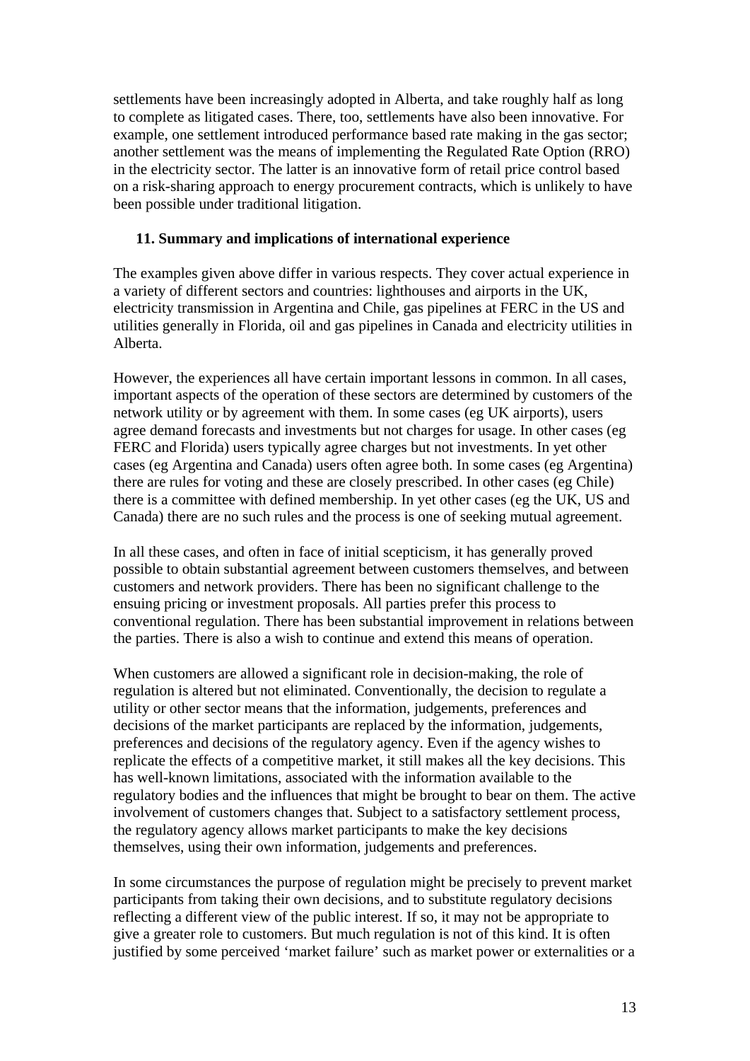settlements have been increasingly adopted in Alberta, and take roughly half as long to complete as litigated cases. There, too, settlements have also been innovative. For example, one settlement introduced performance based rate making in the gas sector; another settlement was the means of implementing the Regulated Rate Option (RRO) in the electricity sector. The latter is an innovative form of retail price control based on a risk-sharing approach to energy procurement contracts, which is unlikely to have been possible under traditional litigation.

## 11. Summary and implications of international experience

The examples given above differ in various respects. They cover actual experience in a variety of different sectors and countries: lighthouses and airports in the UK, electricity transmission in Argentina and Chile, gas pipelines at FERC in the US and utilities generally in Florida, oil and gas pipelines in Canada and electricity utilities in Alberta.

However, the experiences all have certain important lessons in common. In all cases, important aspects of the operation of these sectors are determined by customers of the network utility or by agreement with them. In some cases (eg UK airports), users agree demand forecasts and investments but not charges for usage. In other cases (eg FERC and Florida) users typically agree charges but not investments. In yet other cases (eg Argentina and Canada) users often agree both. In some cases (eg Argentina) there are rules for voting and these are closely prescribed. In other cases (eg Chile) there is a committee with defined membership. In yet other cases (eg the UK, US and Canada) there are no such rules and the process is one of seeking mutual agreement.

In all these cases, and often in face of initial scepticism, it has generally proved possible to obtain substantial agreement between customers themselves, and between customers and network providers. There has been no significant challenge to the ensuing pricing or investment proposals. All parties prefer this process to conventional regulation. There has been substantial improvement in relations between the parties. There is also a wish to continue and extend this means of operation.

When customers are allowed a significant role in decision-making, the role of regulation is altered but not eliminated. Conventionally, the decision to regulate a utility or other sector means that the information, judgements, preferences and decisions of the market participants are replaced by the information, judgements, preferences and decisions of the regulatory agency. Even if the agency wishes to replicate the effects of a competitive market, it still makes all the key decisions. This has well-known limitations, associated with the information available to the regulatory bodies and the influences that might be brought to bear on them. The active involvement of customers changes that. Subject to a satisfactory settlement process, the regulatory agency allows market participants to make the key decisions themselves, using their own information, judgements and preferences.

In some circumstances the purpose of regulation might be precisely to prevent market participants from taking their own decisions, and to substitute regulatory decisions reflecting a different view of the public interest. If so, it may not be appropriate to give a greater role to customers. But much regulation is not of this kind. It is often justified by some perceived 'market failure' such as market power or externalities or a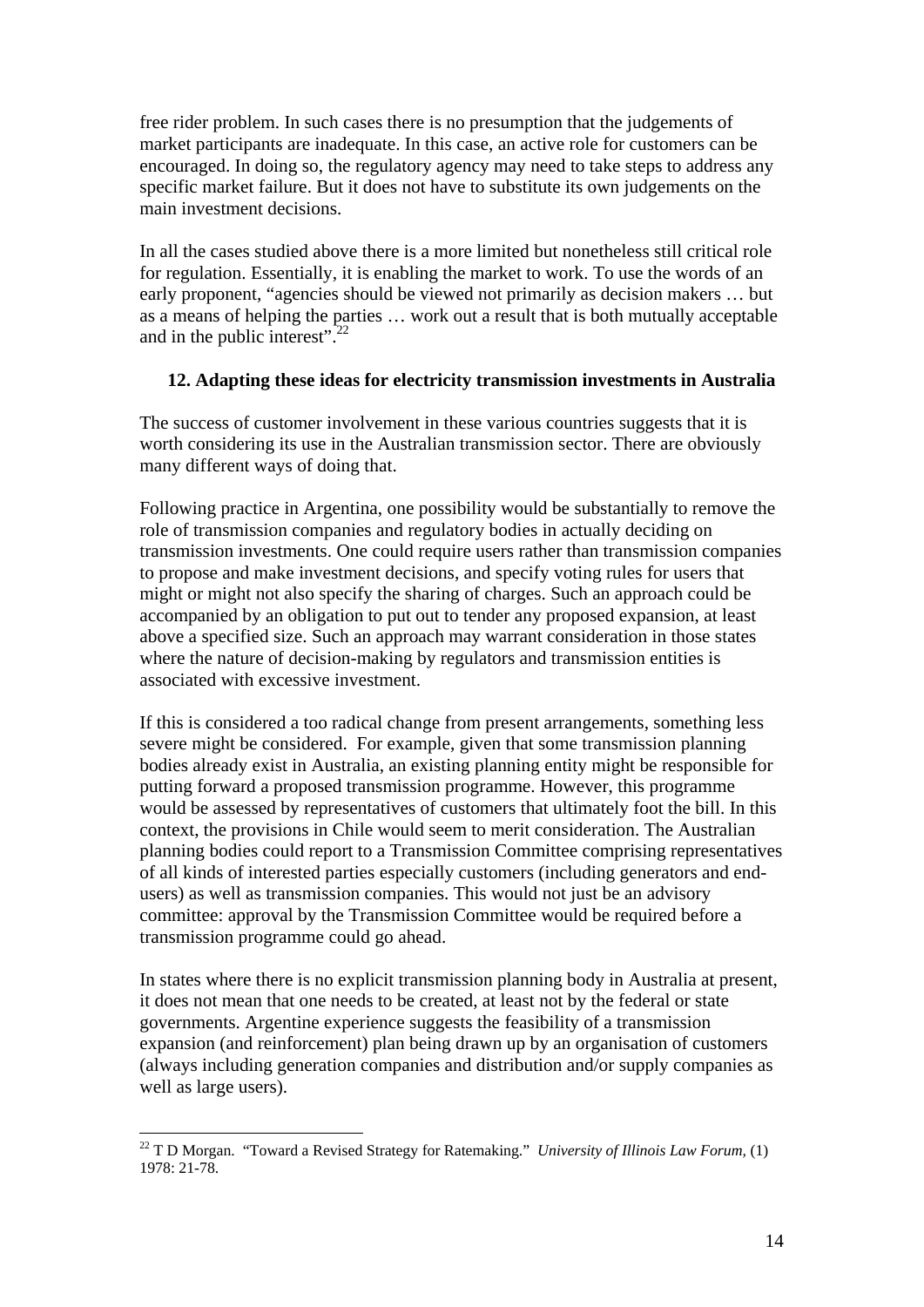free rider problem. In such cases there is no presumption that the judgements of market participants are inadequate. In this case, an active role for customers can be encouraged. In doing so, the regulatory agency may need to take steps to address any specific market failure. But it does not have to substitute its own judgements on the main investment decisions.

In all the cases studied above there is a more limited but nonetheless still critical role for regulation. Essentially, it is enabling the market to work. To use the words of an early proponent, "agencies should be viewed not primarily as decision makers … but as a means of helping the parties … work out a result that is both mutually acceptable and in the public interest".[22]

## 12. Adapting these ideas for electricity transmission investments in Australia

The success of customer involvement in these various countries suggests that it is worth considering its use in the Australian transmission sector. There are obviously many different ways of doing that.

Following practice in Argentina, one possibility would be substantially to remove the role of transmission companies and regulatory bodies in actually deciding on transmission investments. One could require users rather than transmission companies to propose and make investment decisions, and specify voting rules for users that might or might not also specify the sharing of charges. Such an approach could be accompanied by an obligation to put out to tender any proposed expansion, at least above a specified size. Such an approach may warrant consideration in those states where the nature of decision-making by regulators and transmission entities is associated with excessive investment.

If this is considered a too radical change from present arrangements, something less severe might be considered. For example, given that some transmission planning bodies already exist in Australia, an existing planning entity might be responsible for putting forward a proposed transmission programme. However, this programme would be assessed by representatives of customers that ultimately foot the bill. In this context, the provisions in Chile would seem to merit consideration. The Australian planning bodies could report to a Transmission Committee comprising representatives of all kinds of interested parties especially customers (including generators and end-users) as well as transmission companies. This would not just be an advisory committee: approval by the Transmission Committee would be required before a transmission programme could go ahead.

In states where there is no explicit transmission planning body in Australia at present, it does not mean that one needs to be created, at least not by the federal or state governments. Argentine experience suggests the feasibility of a transmission expansion (and reinforcement) plan being drawn up by an organisation of customers (always including generation companies and distribution and/or supply companies as well as large users).

---

[22] T D Morgan. "Toward a Revised Strategy for Ratemaking." *University of Illinois Law Forum*, (1) 1978: 21-78.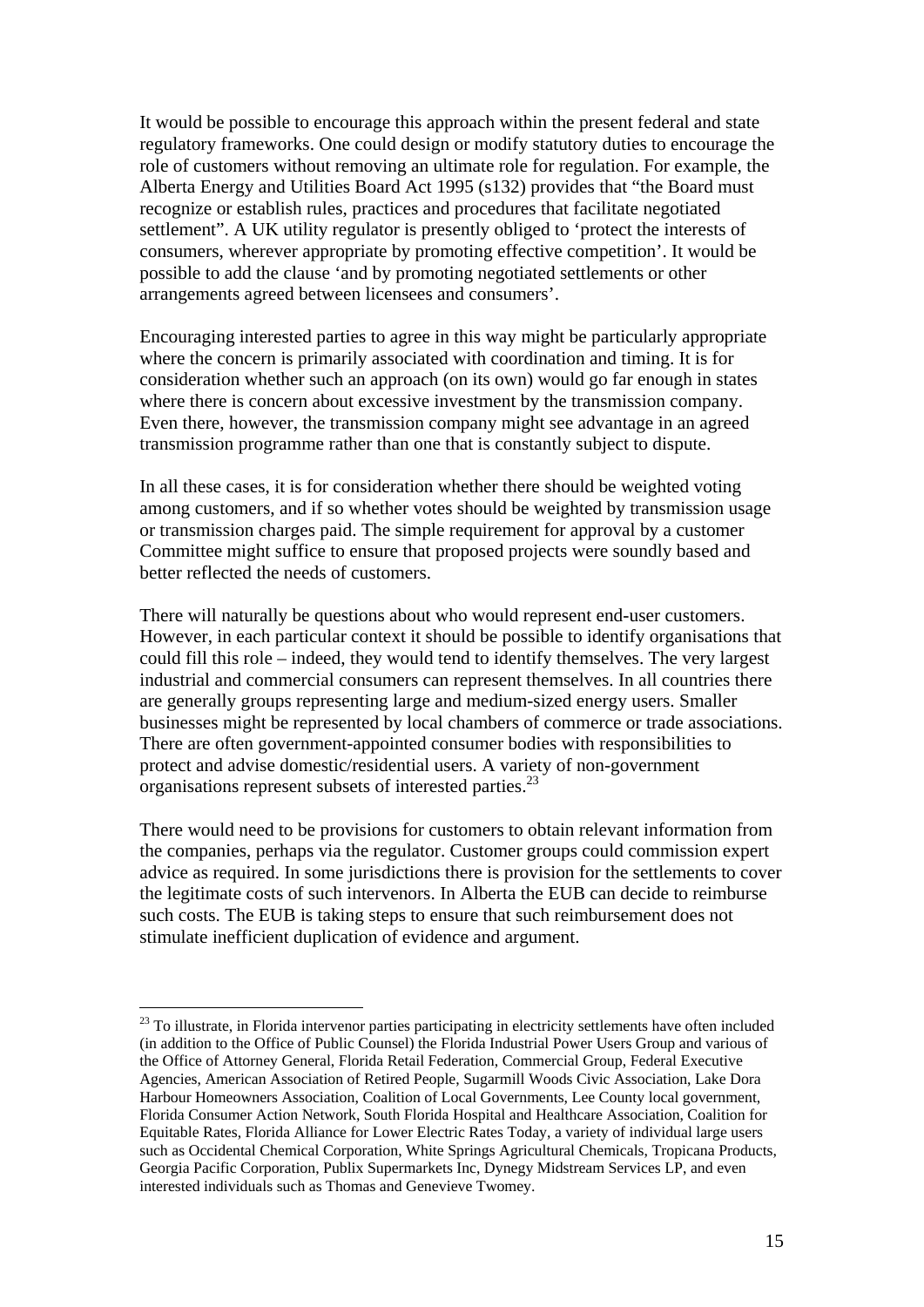It would be possible to encourage this approach within the present federal and state regulatory frameworks. One could design or modify statutory duties to encourage the role of customers without removing an ultimate role for regulation. For example, the Alberta Energy and Utilities Board Act 1995 (s132) provides that "the Board must recognize or establish rules, practices and procedures that facilitate negotiated settlement". A UK utility regulator is presently obliged to 'protect the interests of consumers, wherever appropriate by promoting effective competition'. It would be possible to add the clause 'and by promoting negotiated settlements or other arrangements agreed between licensees and consumers'.

Encouraging interested parties to agree in this way might be particularly appropriate where the concern is primarily associated with coordination and timing. It is for consideration whether such an approach (on its own) would go far enough in states where there is concern about excessive investment by the transmission company. Even there, however, the transmission company might see advantage in an agreed transmission programme rather than one that is constantly subject to dispute.

In all these cases, it is for consideration whether there should be weighted voting among customers, and if so whether votes should be weighted by transmission usage or transmission charges paid. The simple requirement for approval by a customer Committee might suffice to ensure that proposed projects were soundly based and better reflected the needs of customers.

There will naturally be questions about who would represent end-user customers. However, in each particular context it should be possible to identify organisations that could fill this role – indeed, they would tend to identify themselves. The very largest industrial and commercial consumers can represent themselves. In all countries there are generally groups representing large and medium-sized energy users. Smaller businesses might be represented by local chambers of commerce or trade associations. There are often government-appointed consumer bodies with responsibilities to protect and advise domestic/residential users. A variety of non-government organisations represent subsets of interested parties.[23]

There would need to be provisions for customers to obtain relevant information from the companies, perhaps via the regulator. Customer groups could commission expert advice as required. In some jurisdictions there is provision for the settlements to cover the legitimate costs of such intervenors. In Alberta the EUB can decide to reimburse such costs. The EUB is taking steps to ensure that such reimbursement does not stimulate inefficient duplication of evidence and argument.

---

[23] To illustrate, in Florida intervenor parties participating in electricity settlements have often included (in addition to the Office of Public Counsel) the Florida Industrial Power Users Group and various of the Office of Attorney General, Florida Retail Federation, Commercial Group, Federal Executive Agencies, American Association of Retired People, Sugarmill Woods Civic Association, Lake Dora Harbour Homeowners Association, Coalition of Local Governments, Lee County local government, Florida Consumer Action Network, South Florida Hospital and Healthcare Association, Coalition for Equitable Rates, Florida Alliance for Lower Electric Rates Today, a variety of individual large users such as Occidental Chemical Corporation, White Springs Agricultural Chemicals, Tropicana Products, Georgia Pacific Corporation, Publix Supermarkets Inc, Dynegy Midstream Services LP, and even interested individuals such as Thomas and Genevieve Twomey.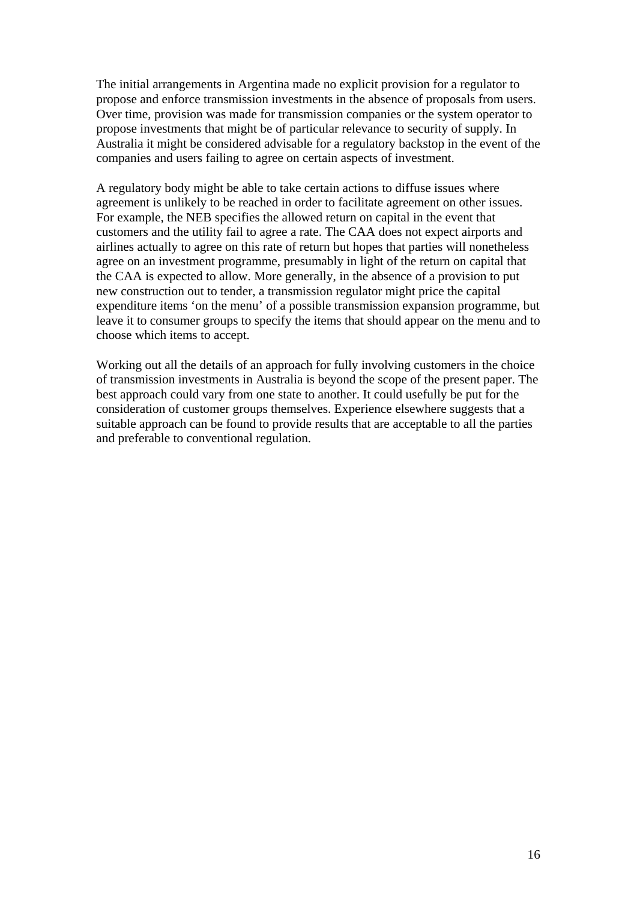The initial arrangements in Argentina made no explicit provision for a regulator to propose and enforce transmission investments in the absence of proposals from users. Over time, provision was made for transmission companies or the system operator to propose investments that might be of particular relevance to security of supply. In Australia it might be considered advisable for a regulatory backstop in the event of the companies and users failing to agree on certain aspects of investment.

A regulatory body might be able to take certain actions to diffuse issues where agreement is unlikely to be reached in order to facilitate agreement on other issues. For example, the NEB specifies the allowed return on capital in the event that customers and the utility fail to agree a rate. The CAA does not expect airports and airlines actually to agree on this rate of return but hopes that parties will nonetheless agree on an investment programme, presumably in light of the return on capital that the CAA is expected to allow. More generally, in the absence of a provision to put new construction out to tender, a transmission regulator might price the capital expenditure items 'on the menu' of a possible transmission expansion programme, but leave it to consumer groups to specify the items that should appear on the menu and to choose which items to accept.

Working out all the details of an approach for fully involving customers in the choice of transmission investments in Australia is beyond the scope of the present paper. The best approach could vary from one state to another. It could usefully be put for the consideration of customer groups themselves. Experience elsewhere suggests that a suitable approach can be found to provide results that are acceptable to all the parties and preferable to conventional regulation.